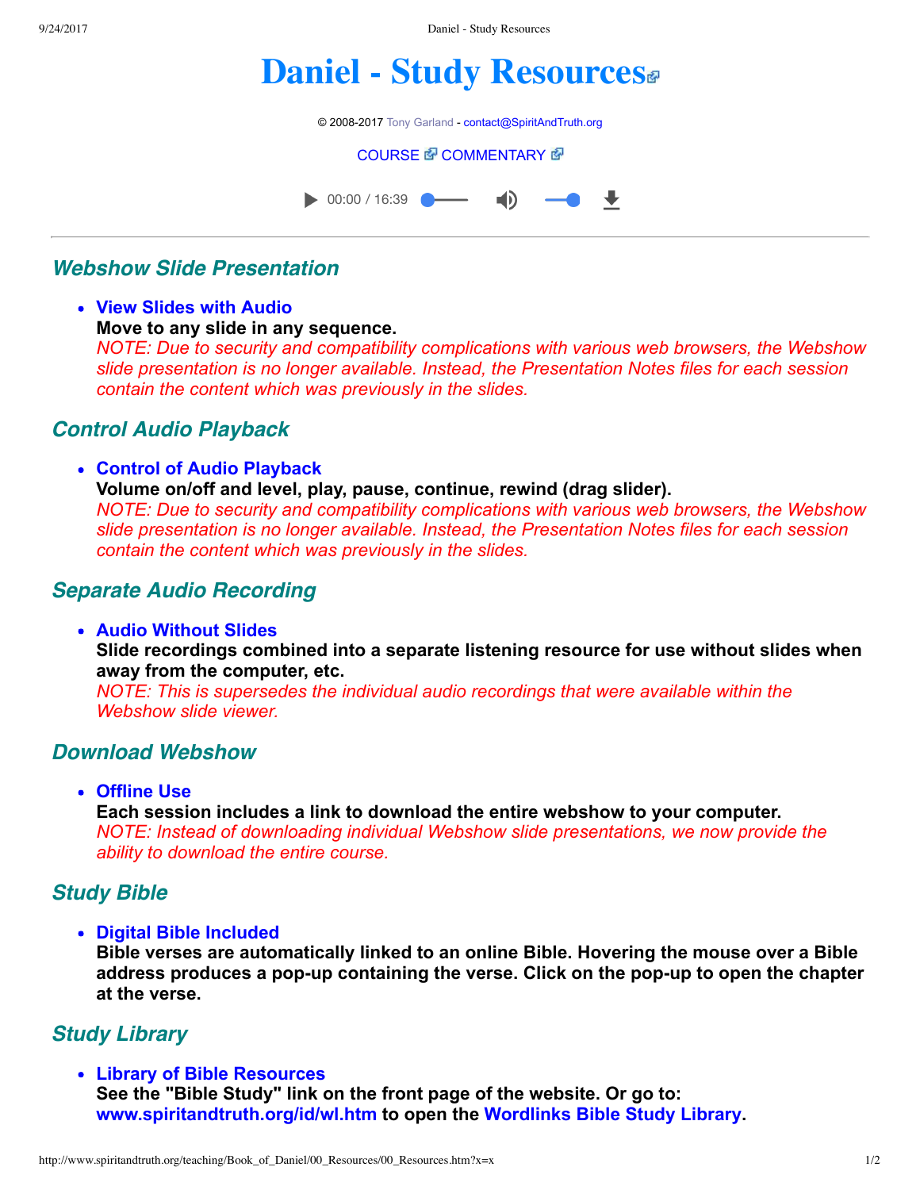# Daniel - Study Resources

© 2008-2017 Tony Garland - contact@SpiritAndTruth.org

COURSE COMMENTARY

00:00 / 16:39

---

## *Webshow Slide Presentation*

- **View Slides with Audio**
  **Move to any slide in any sequence.**
  *NOTE: Due to security and compatibility complications with various web browsers, the Webshow slide presentation is no longer available. Instead, the Presentation Notes files for each session contain the content which was previously in the slides.*

## *Control Audio Playback*

- **Control of Audio Playback**
  **Volume on/off and level, play, pause, continue, rewind (drag slider).**
  *NOTE: Due to security and compatibility complications with various web browsers, the Webshow slide presentation is no longer available. Instead, the Presentation Notes files for each session contain the content which was previously in the slides.*

## *Separate Audio Recording*

- **Audio Without Slides**
  **Slide recordings combined into a separate listening resource for use without slides when away from the computer, etc.**
  *NOTE: This is supersedes the individual audio recordings that were available within the Webshow slide viewer.*

## *Download Webshow*

- **Offline Use**
  **Each session includes a link to download the entire webshow to your computer.**
  *NOTE: Instead of downloading individual Webshow slide presentations, we now provide the ability to download the entire course.*

## *Study Bible*

- **Digital Bible Included**
  **Bible verses are automatically linked to an online Bible. Hovering the mouse over a Bible address produces a pop-up containing the verse. Click on the pop-up to open the chapter at the verse.**

## *Study Library*

- **Library of Bible Resources**
  **See the "Bible Study" link on the front page of the website. Or go to: www.spiritandtruth.org/id/wl.htm to open the Wordlinks Bible Study Library.**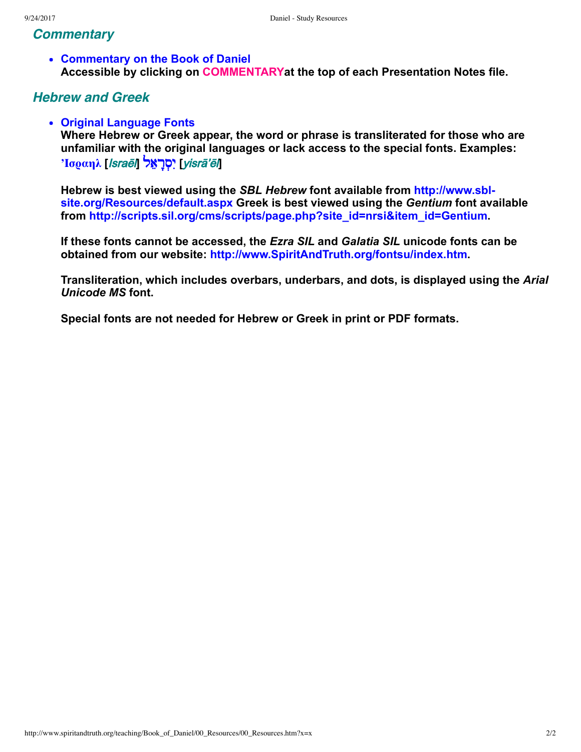## *Commentary*

- **Commentary on the Book of Daniel**
  **Accessible by clicking on COMMENTARYat the top of each Presentation Notes file.**

## *Hebrew and Greek*

- **Original Language Fonts**
  **Where Hebrew or Greek appear, the word or phrase is transliterated for those who are unfamiliar with the original languages or lack access to the special fonts. Examples: Ἰσραηλ [*Israēl*] יִשְׂרָאֵל [*yisrā'ēl*]**

  **Hebrew is best viewed using the *SBL Hebrew* font available from http://www.sbl-site.org/Resources/default.aspx Greek is best viewed using the *Gentium* font available from http://scripts.sil.org/cms/scripts/page.php?site_id=nrsi&item_id=Gentium.**

  **If these fonts cannot be accessed, the *Ezra SIL* and *Galatia SIL* unicode fonts can be obtained from our website: http://www.SpiritAndTruth.org/fontsu/index.htm.**

  **Transliteration, which includes overbars, underbars, and dots, is displayed using the *Arial Unicode MS* font.**

  **Special fonts are not needed for Hebrew or Greek in print or PDF formats.**